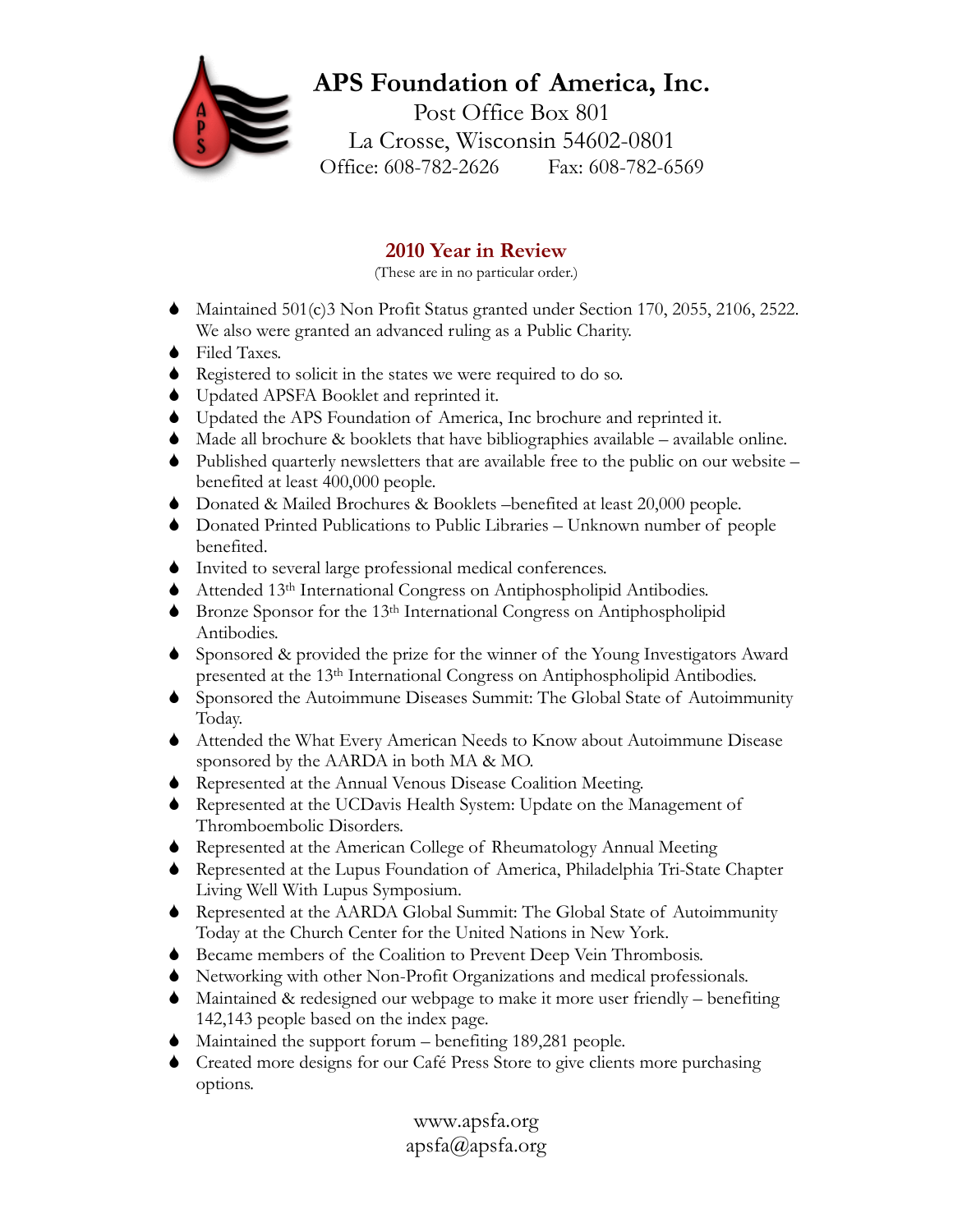# APS Foundation of America, Inc.

Post Office Box 801
La Crosse, Wisconsin 54602-0801
Office: 608-782-2626 Fax: 608-782-6569

## 2010 Year in Review

(These are in no particular order.)

- Maintained 501(c)3 Non Profit Status granted under Section 170, 2055, 2106, 2522. We also were granted an advanced ruling as a Public Charity.
- Filed Taxes.
- Registered to solicit in the states we were required to do so.
- Updated APSFA Booklet and reprinted it.
- Updated the APS Foundation of America, Inc brochure and reprinted it.
- Made all brochure & booklets that have bibliographies available – available online.
- Published quarterly newsletters that are available free to the public on our website – benefited at least 400,000 people.
- Donated & Mailed Brochures & Booklets –benefited at least 20,000 people.
- Donated Printed Publications to Public Libraries – Unknown number of people benefited.
- Invited to several large professional medical conferences.
- Attended 13th International Congress on Antiphospholipid Antibodies.
- Bronze Sponsor for the 13th International Congress on Antiphospholipid Antibodies.
- Sponsored & provided the prize for the winner of the Young Investigators Award presented at the 13th International Congress on Antiphospholipid Antibodies.
- Sponsored the Autoimmune Diseases Summit: The Global State of Autoimmunity Today.
- Attended the What Every American Needs to Know about Autoimmune Disease sponsored by the AARDA in both MA & MO.
- Represented at the Annual Venous Disease Coalition Meeting.
- Represented at the UCDavis Health System: Update on the Management of Thromboembolic Disorders.
- Represented at the American College of Rheumatology Annual Meeting
- Represented at the Lupus Foundation of America, Philadelphia Tri-State Chapter Living Well With Lupus Symposium.
- Represented at the AARDA Global Summit: The Global State of Autoimmunity Today at the Church Center for the United Nations in New York.
- Became members of the Coalition to Prevent Deep Vein Thrombosis.
- Networking with other Non-Profit Organizations and medical professionals.
- Maintained & redesigned our webpage to make it more user friendly – benefiting 142,143 people based on the index page.
- Maintained the support forum – benefiting 189,281 people.
- Created more designs for our Café Press Store to give clients more purchasing options.

www.apsfa.org
apsfa@apsfa.org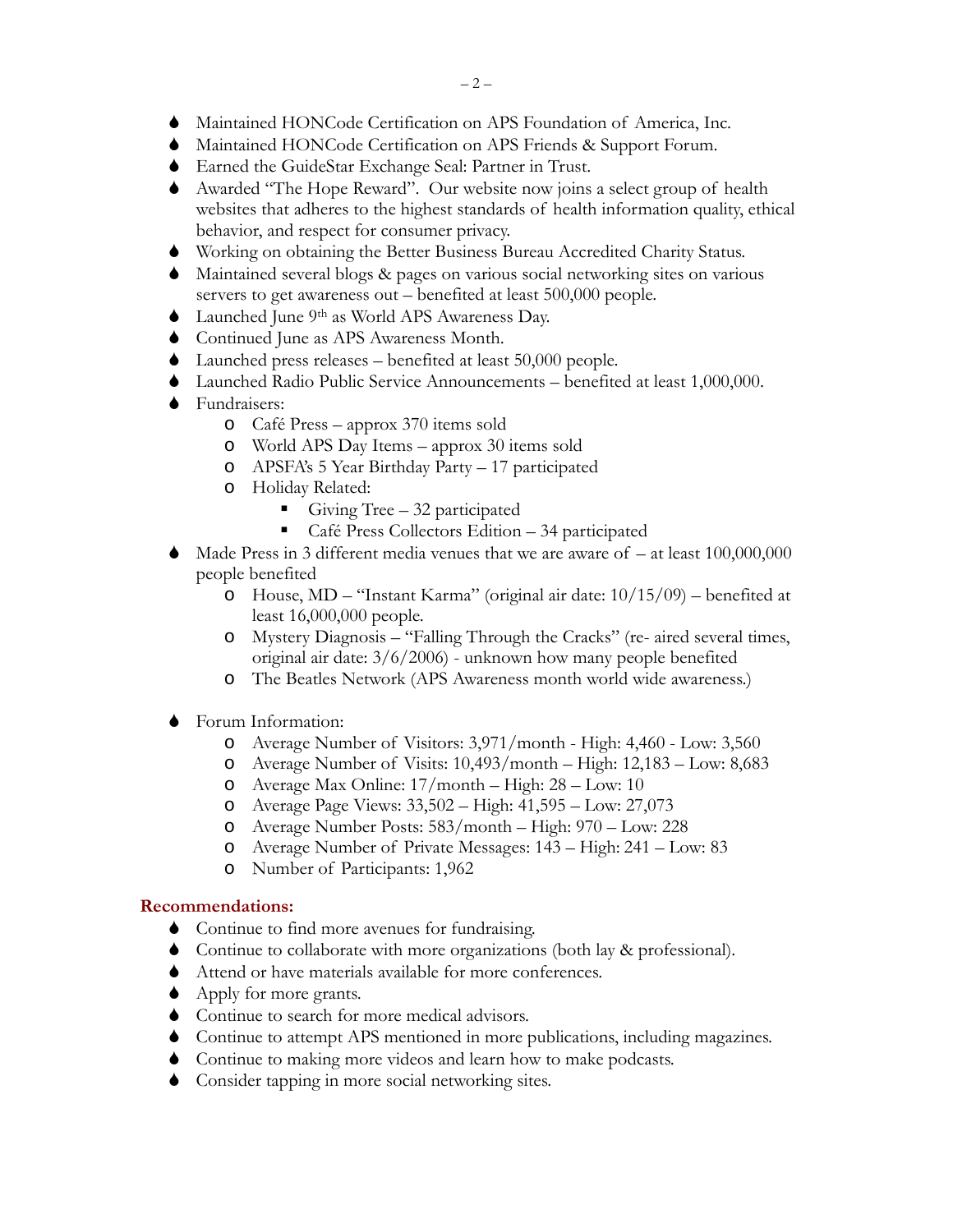- Maintained HONCode Certification on APS Foundation of America, Inc.
- Maintained HONCode Certification on APS Friends & Support Forum.
- Earned the GuideStar Exchange Seal: Partner in Trust.
- Awarded "The Hope Reward". Our website now joins a select group of health websites that adheres to the highest standards of health information quality, ethical behavior, and respect for consumer privacy.
- Working on obtaining the Better Business Bureau Accredited Charity Status.
- Maintained several blogs & pages on various social networking sites on various servers to get awareness out – benefited at least 500,000 people.
- Launched June 9th as World APS Awareness Day.
- Continued June as APS Awareness Month.
- Launched press releases – benefited at least 50,000 people.
- Launched Radio Public Service Announcements – benefited at least 1,000,000.
- Fundraisers:
  - Café Press – approx 370 items sold
  - World APS Day Items – approx 30 items sold
  - APSFA's 5 Year Birthday Party – 17 participated
  - Holiday Related:
    - Giving Tree – 32 participated
    - Café Press Collectors Edition – 34 participated
- Made Press in 3 different media venues that we are aware of – at least 100,000,000 people benefited
  - House, MD – "Instant Karma" (original air date: 10/15/09) – benefited at least 16,000,000 people.
  - Mystery Diagnosis – "Falling Through the Cracks" (re- aired several times, original air date: 3/6/2006) - unknown how many people benefited
  - The Beatles Network (APS Awareness month world wide awareness.)

- Forum Information:
  - Average Number of Visitors: 3,971/month - High: 4,460 - Low: 3,560
  - Average Number of Visits: 10,493/month – High: 12,183 – Low: 8,683
  - Average Max Online: 17/month – High: 28 – Low: 10
  - Average Page Views: 33,502 – High: 41,595 – Low: 27,073
  - Average Number Posts: 583/month – High: 970 – Low: 228
  - Average Number of Private Messages: 143 – High: 241 – Low: 83
  - Number of Participants: 1,962

**Recommendations:**

- Continue to find more avenues for fundraising.
- Continue to collaborate with more organizations (both lay & professional).
- Attend or have materials available for more conferences.
- Apply for more grants.
- Continue to search for more medical advisors.
- Continue to attempt APS mentioned in more publications, including magazines.
- Continue to making more videos and learn how to make podcasts.
- Consider tapping in more social networking sites.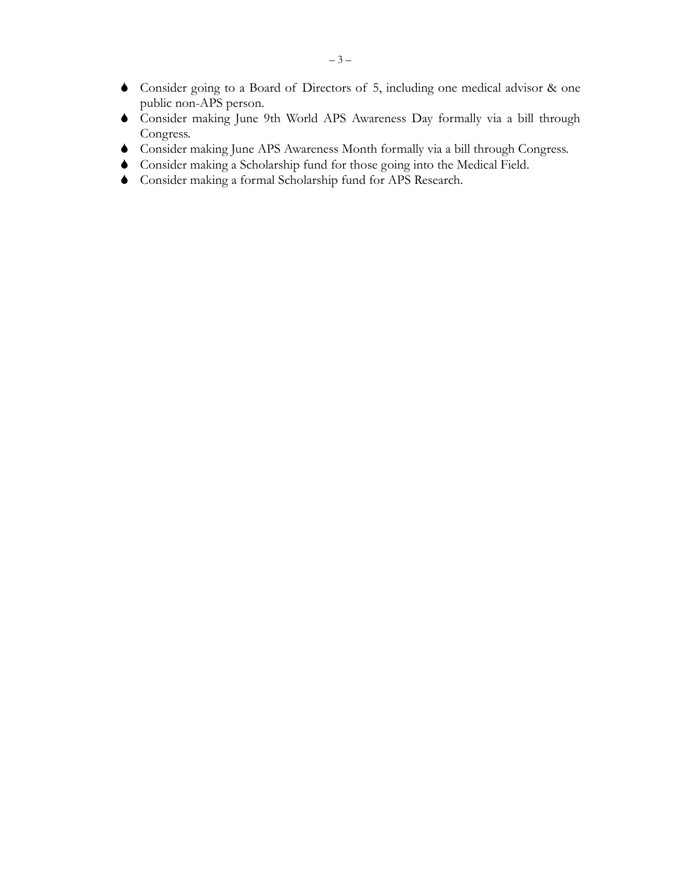- Consider going to a Board of Directors of 5, including one medical advisor & one public non-APS person.
- Consider making June 9th World APS Awareness Day formally via a bill through Congress.
- Consider making June APS Awareness Month formally via a bill through Congress.
- Consider making a Scholarship fund for those going into the Medical Field.
- Consider making a formal Scholarship fund for APS Research.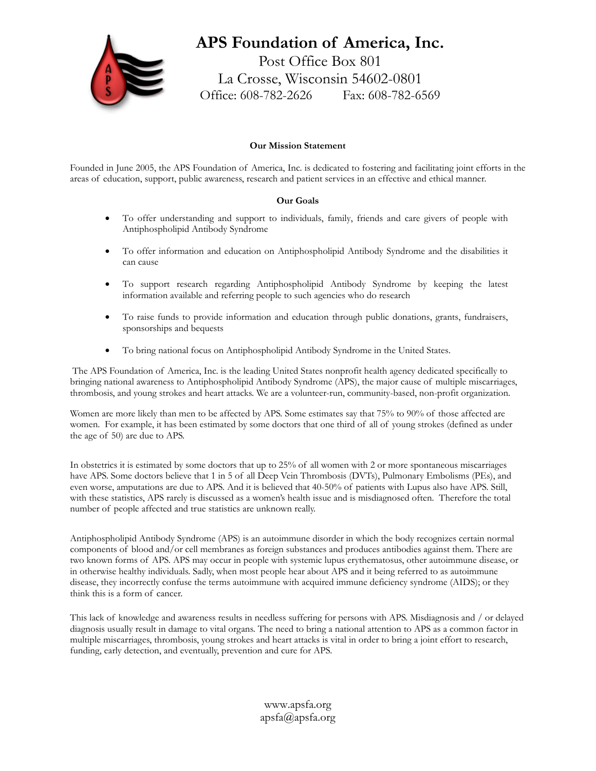# APS Foundation of America, Inc.

Post Office Box 801
La Crosse, Wisconsin 54602-0801
Office: 608-782-2626 Fax: 608-782-6569

**Our Mission Statement**

Founded in June 2005, the APS Foundation of America, Inc. is dedicated to fostering and facilitating joint efforts in the areas of education, support, public awareness, research and patient services in an effective and ethical manner.

**Our Goals**

- To offer understanding and support to individuals, family, friends and care givers of people with Antiphospholipid Antibody Syndrome
- To offer information and education on Antiphospholipid Antibody Syndrome and the disabilities it can cause
- To support research regarding Antiphospholipid Antibody Syndrome by keeping the latest information available and referring people to such agencies who do research
- To raise funds to provide information and education through public donations, grants, fundraisers, sponsorships and bequests
- To bring national focus on Antiphospholipid Antibody Syndrome in the United States.

The APS Foundation of America, Inc. is the leading United States nonprofit health agency dedicated specifically to bringing national awareness to Antiphospholipid Antibody Syndrome (APS), the major cause of multiple miscarriages, thrombosis, and young strokes and heart attacks. We are a volunteer-run, community-based, non-profit organization.

Women are more likely than men to be affected by APS. Some estimates say that 75% to 90% of those affected are women. For example, it has been estimated by some doctors that one third of all of young strokes (defined as under the age of 50) are due to APS.

In obstetrics it is estimated by some doctors that up to 25% of all women with 2 or more spontaneous miscarriages have APS. Some doctors believe that 1 in 5 of all Deep Vein Thrombosis (DVTs), Pulmonary Embolisms (PEs), and even worse, amputations are due to APS. And it is believed that 40-50% of patients with Lupus also have APS. Still, with these statistics, APS rarely is discussed as a women's health issue and is misdiagnosed often. Therefore the total number of people affected and true statistics are unknown really.

Antiphospholipid Antibody Syndrome (APS) is an autoimmune disorder in which the body recognizes certain normal components of blood and/or cell membranes as foreign substances and produces antibodies against them. There are two known forms of APS. APS may occur in people with systemic lupus erythematosus, other autoimmune disease, or in otherwise healthy individuals. Sadly, when most people hear about APS and it being referred to as autoimmune disease, they incorrectly confuse the terms autoimmune with acquired immune deficiency syndrome (AIDS); or they think this is a form of cancer.

This lack of knowledge and awareness results in needless suffering for persons with APS. Misdiagnosis and / or delayed diagnosis usually result in damage to vital organs. The need to bring a national attention to APS as a common factor in multiple miscarriages, thrombosis, young strokes and heart attacks is vital in order to bring a joint effort to research, funding, early detection, and eventually, prevention and cure for APS.

www.apsfa.org
apsfa@apsfa.org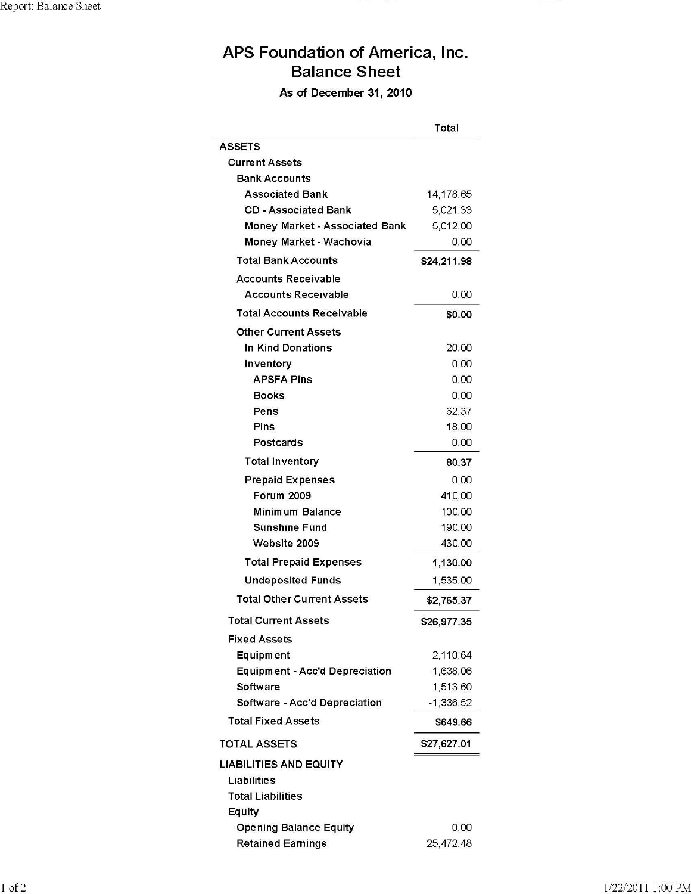# APS Foundation of America, Inc.
## Balance Sheet
### As of December 31, 2010

| | Total |
|---|---|
| ASSETS | |
| Current Assets | |
| Bank Accounts | |
| Associated Bank | 14,178.65 |
| CD - Associated Bank | 5,021.33 |
| Money Market - Associated Bank | 5,012.00 |
| Money Market - Wachovia | 0.00 |
| **Total Bank Accounts** | **$24,211.98** |
| Accounts Receivable | |
| Accounts Receivable | 0.00 |
| **Total Accounts Receivable** | **$0.00** |
| Other Current Assets | |
| In Kind Donations | 20.00 |
| Inventory | 0.00 |
| APSFA Pins | 0.00 |
| Books | 0.00 |
| Pens | 62.37 |
| Pins | 18.00 |
| Postcards | 0.00 |
| **Total Inventory** | **80.37** |
| Prepaid Expenses | 0.00 |
| Forum 2009 | 410.00 |
| Minimum Balance | 100.00 |
| Sunshine Fund | 190.00 |
| Website 2009 | 430.00 |
| **Total Prepaid Expenses** | **1,130.00** |
| Undeposited Funds | 1,535.00 |
| **Total Other Current Assets** | **$2,765.37** |
| **Total Current Assets** | **$26,977.35** |
| Fixed Assets | |
| Equipment | 2,110.64 |
| Equipment - Acc'd Depreciation | -1,638.06 |
| Software | 1,513.60 |
| Software - Acc'd Depreciation | -1,336.52 |
| **Total Fixed Assets** | **$649.66** |
| **TOTAL ASSETS** | **$27,627.01** |
| LIABILITIES AND EQUITY | |
| Liabilities | |
| Total Liabilities | |
| Equity | |
| Opening Balance Equity | 0.00 |
| Retained Earnings | 25,472.48 |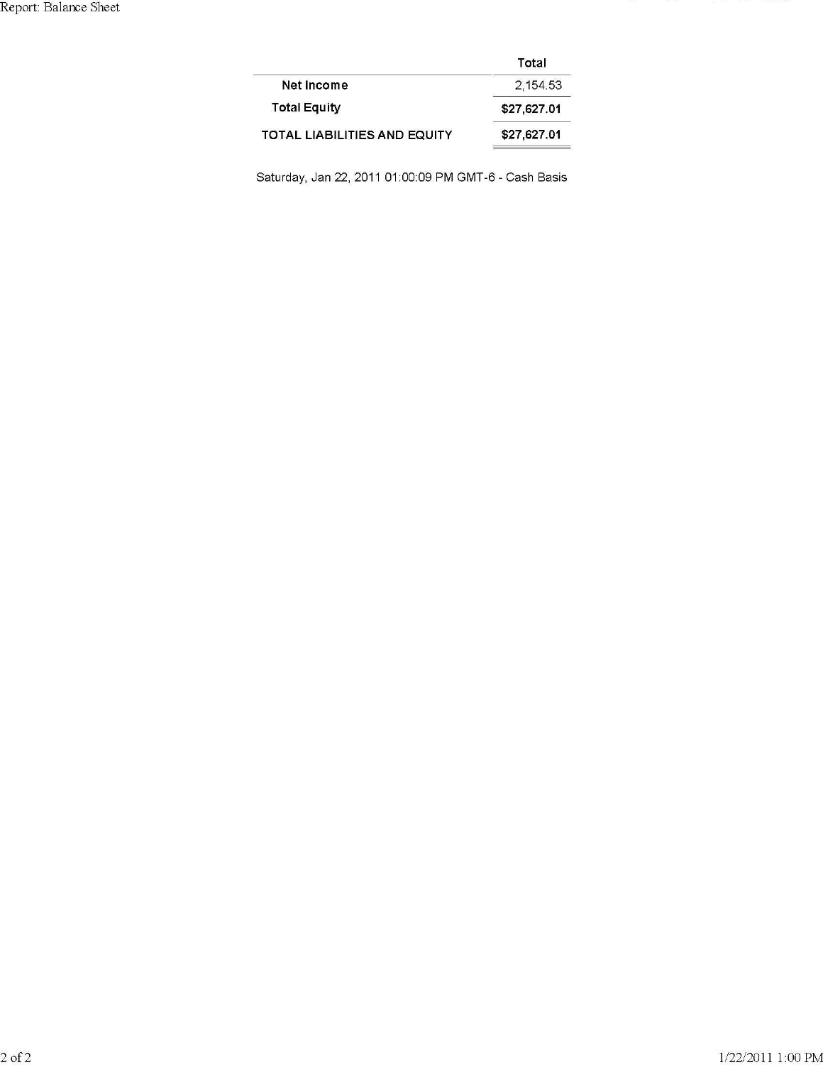| | Total |
|---|---|
| Net Income | 2,154.53 |
| **Total Equity** | **$27,627.01** |
| **TOTAL LIABILITIES AND EQUITY** | **$27,627.01** |

Saturday, Jan 22, 2011 01:00:09 PM GMT-6 - Cash Basis